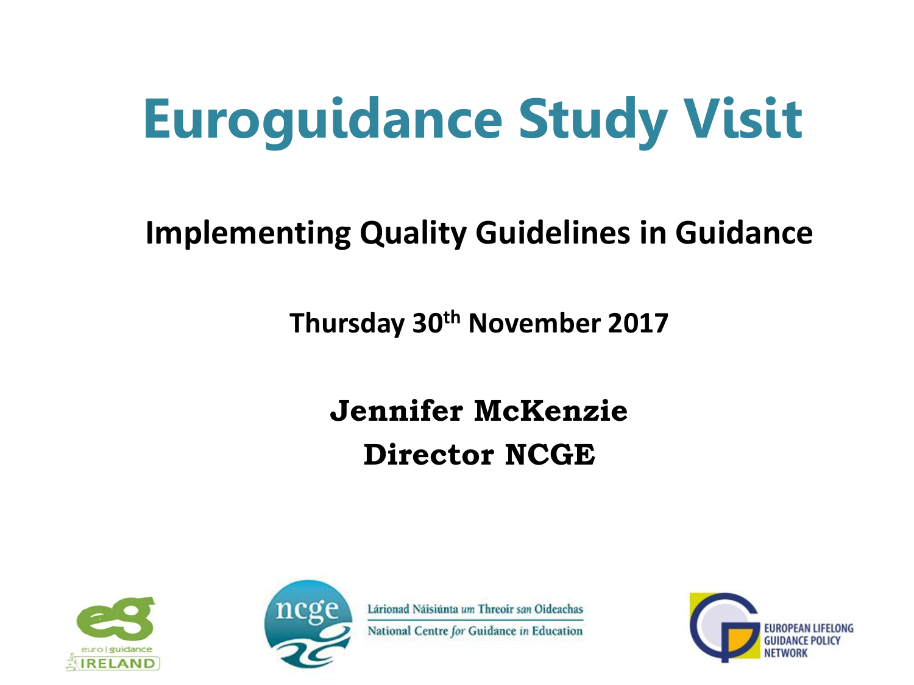# Euroguidance Study Visit

## Implementing Quality Guidelines in Guidance

**Thursday 30th November 2017**

**Jennifer McKenzie**
**Director NCGE**

euro | guidance IRELAND

ncge — Lárionad Náisiúnta *um* Threoir *san* Oideachas — National Centre *for* Guidance *in* Education

EUROPEAN LIFELONG GUIDANCE POLICY NETWORK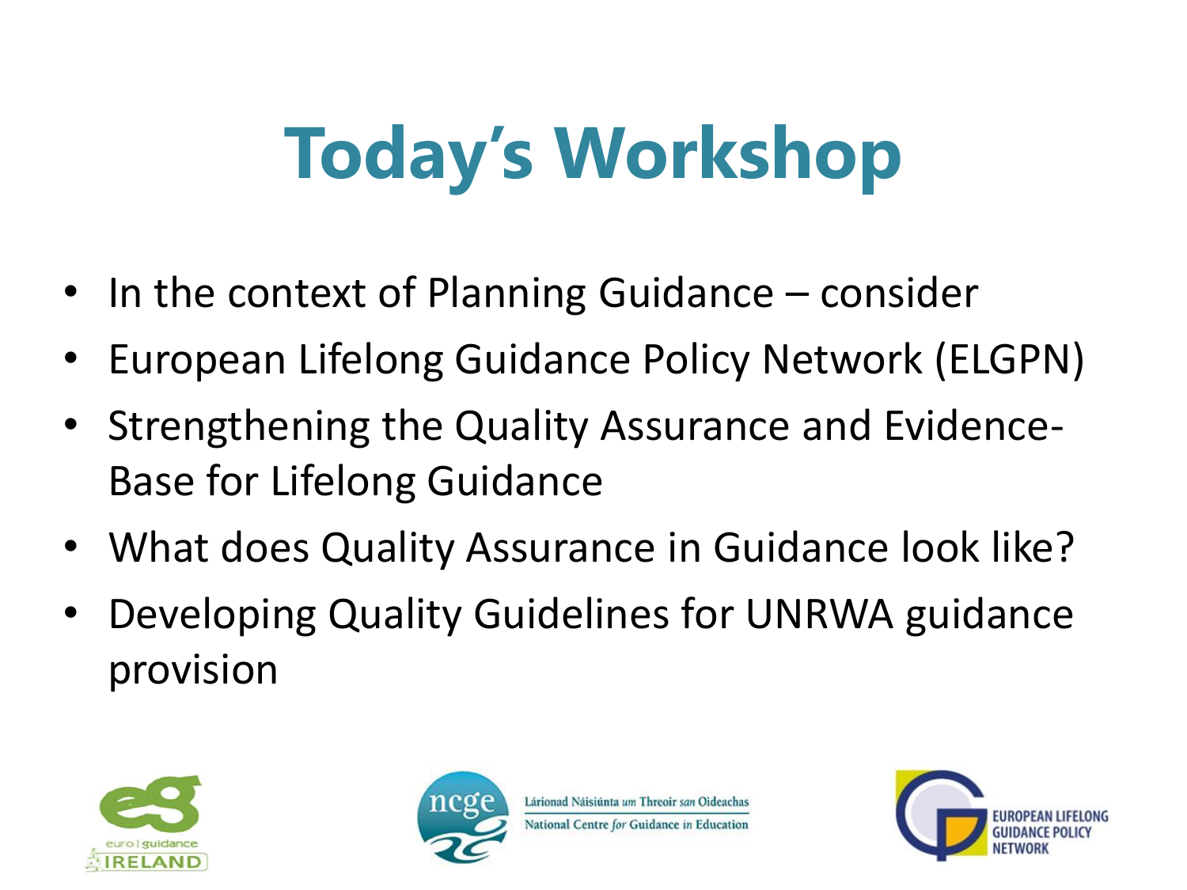# Today's Workshop

- In the context of Planning Guidance – consider
- European Lifelong Guidance Policy Network (ELGPN)
- Strengthening the Quality Assurance and Evidence-Base for Lifelong Guidance
- What does Quality Assurance in Guidance look like?
- Developing Quality Guidelines for UNRWA guidance provision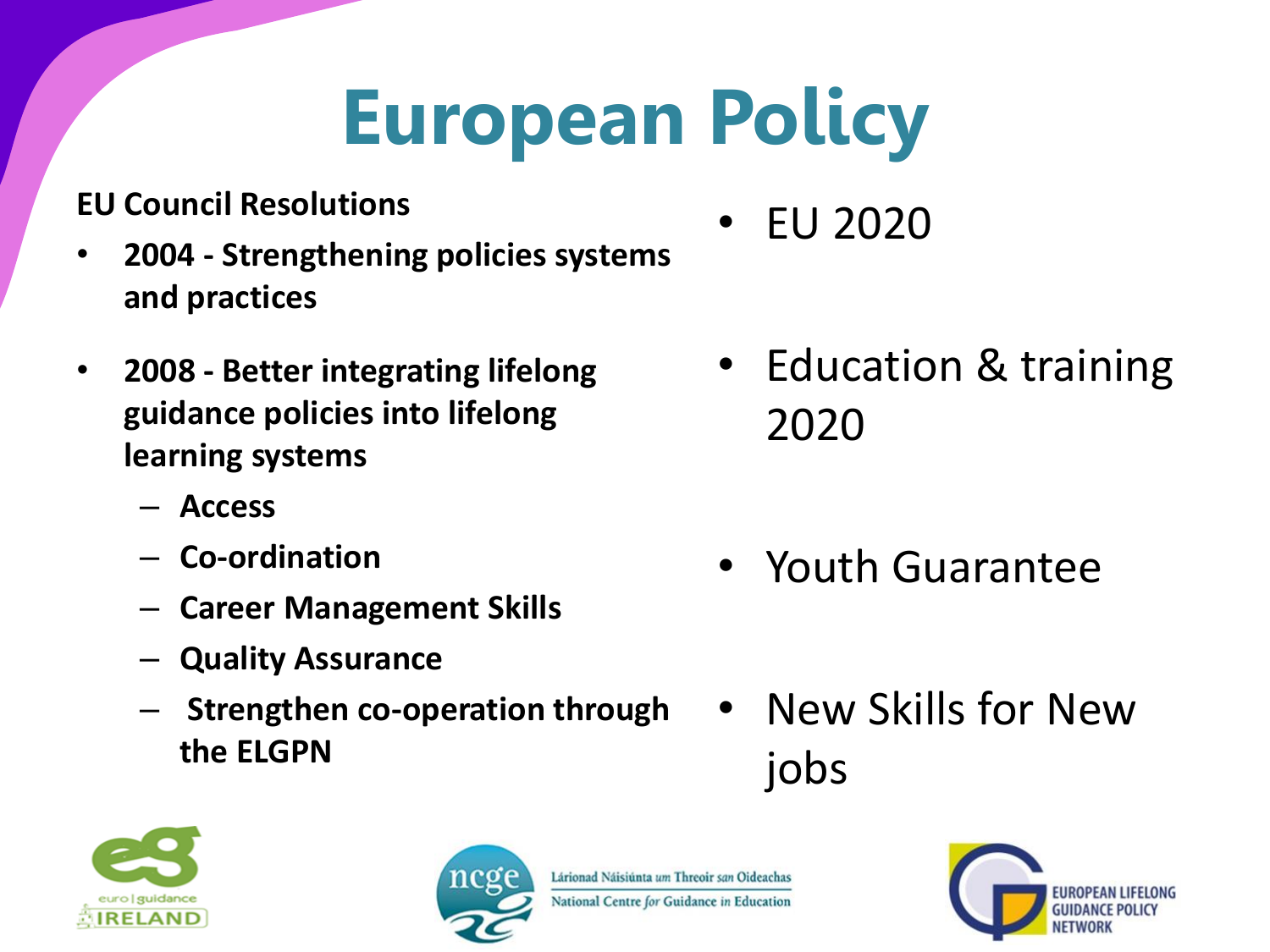# European Policy

**EU Council Resolutions**

- **2004 - Strengthening policies systems and practices**
- **2008 - Better integrating lifelong guidance policies into lifelong learning systems**
  - **Access**
  - **Co-ordination**
  - **Career Management Skills**
  - **Quality Assurance**
  - **Strengthen co-operation through the ELGPN**

- EU 2020
- Education & training 2020
- Youth Guarantee
- New Skills for New jobs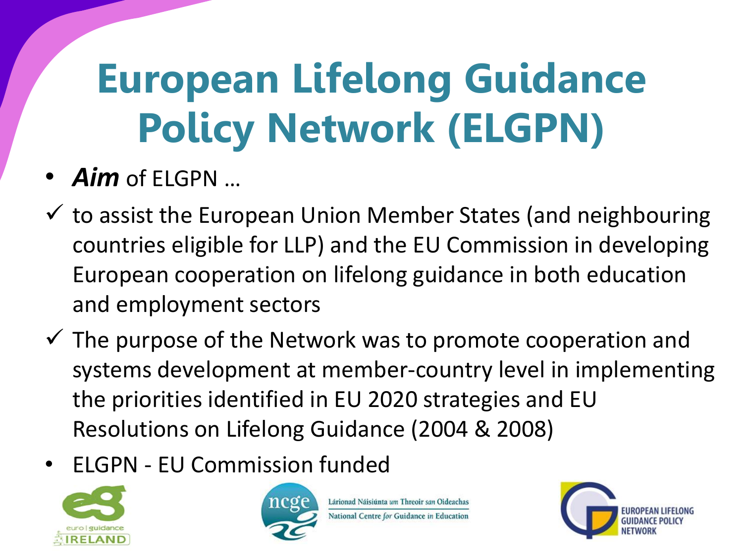# European Lifelong Guidance Policy Network (ELGPN)

- ***Aim*** of ELGPN …

✓ to assist the European Union Member States (and neighbouring countries eligible for LLP) and the EU Commission in developing European cooperation on lifelong guidance in both education and employment sectors

✓ The purpose of the Network was to promote cooperation and systems development at member-country level in implementing the priorities identified in EU 2020 strategies and EU Resolutions on Lifelong Guidance (2004 & 2008)

- ELGPN - EU Commission funded

euro | guidance IRELAND

ncge Lárionad Náisiúnta um Threoir san Oideachas National Centre for Guidance in Education

EUROPEAN LIFELONG GUIDANCE POLICY NETWORK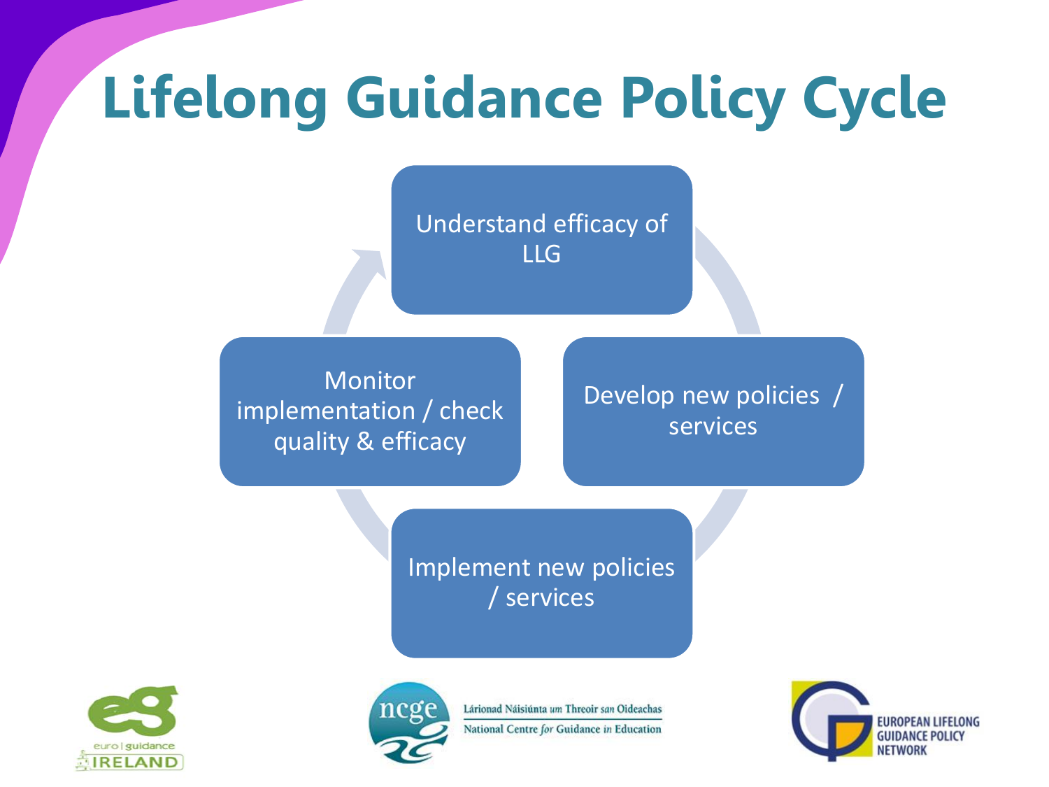# Lifelong Guidance Policy Cycle

- Understand efficacy of LLG
- Develop new policies / services
- Implement new policies / services
- Monitor implementation / check quality & efficacy

euro | guidance IRELAND

ncge — Lárionad Náisiúnta um Threoir san Oideachas — National Centre for Guidance in Education

EUROPEAN LIFELONG GUIDANCE POLICY NETWORK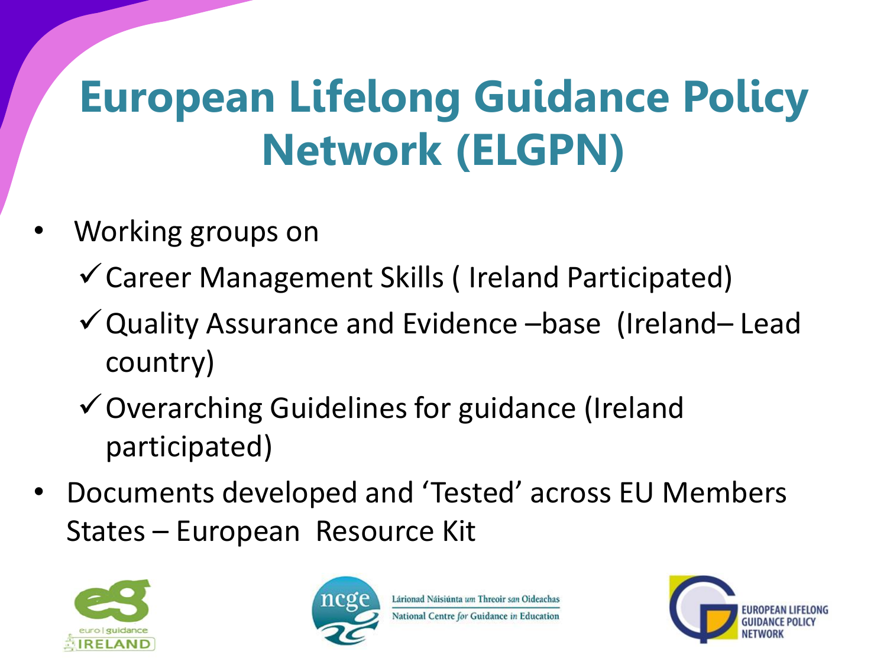# European Lifelong Guidance Policy Network (ELGPN)

- Working groups on
  - ✓ Career Management Skills ( Ireland Participated)
  - ✓ Quality Assurance and Evidence –base (Ireland– Lead country)
  - ✓ Overarching Guidelines for guidance (Ireland participated)
- Documents developed and 'Tested' across EU Members States – European Resource Kit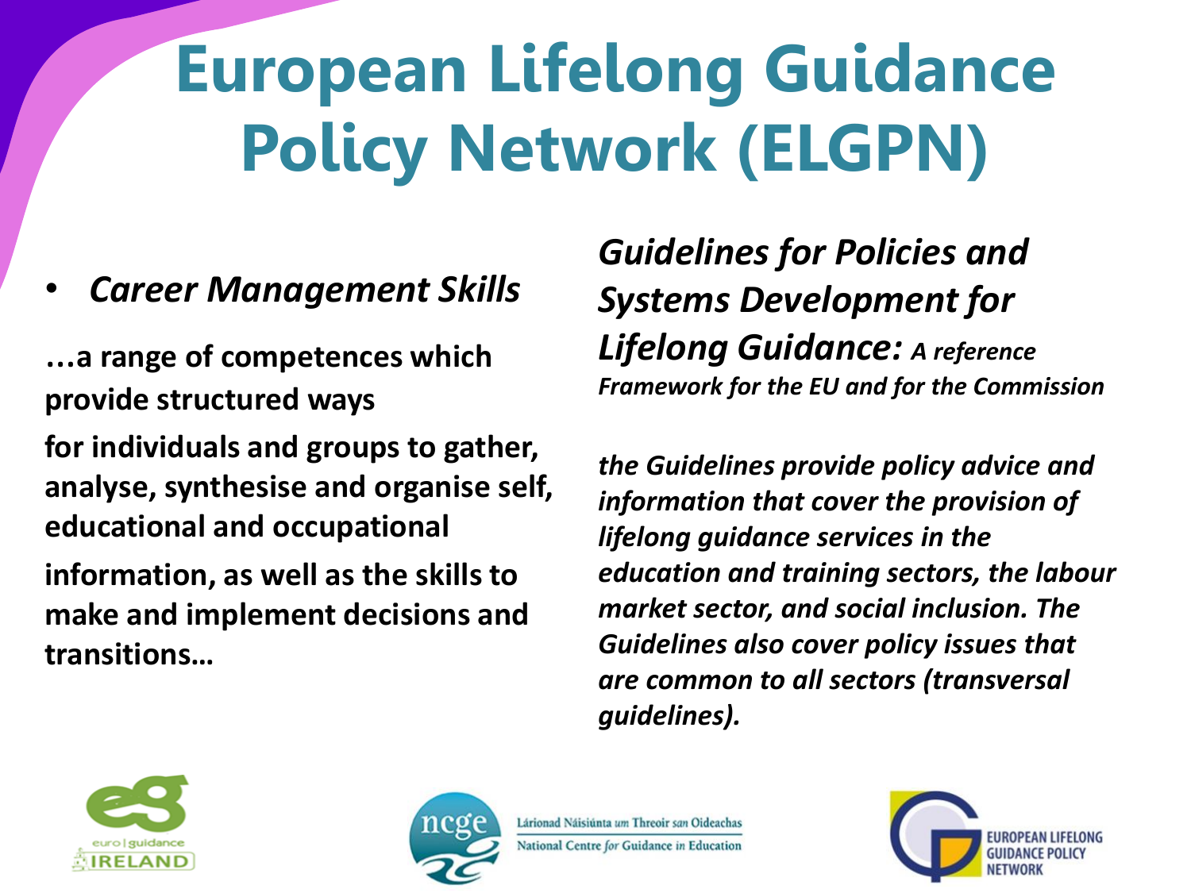# European Lifelong Guidance Policy Network (ELGPN)

- *Career Management Skills*

**…a range of competences which provide structured ways**

**for individuals and groups to gather, analyse, synthesise and organise self, educational and occupational**

**information, as well as the skills to make and implement decisions and transitions…**

***Guidelines for Policies and Systems Development for Lifelong Guidance:*** ***A reference Framework for the EU and for the Commission***

***the Guidelines provide policy advice and information that cover the provision of lifelong guidance services in the education and training sectors, the labour market sector, and social inclusion. The Guidelines also cover policy issues that are common to all sectors (transversal guidelines).***

euro | guidance IRELAND

ncge Lárionad Náisiúnta um Threoir san Oideachas
National Centre for Guidance in Education

EUROPEAN LIFELONG GUIDANCE POLICY NETWORK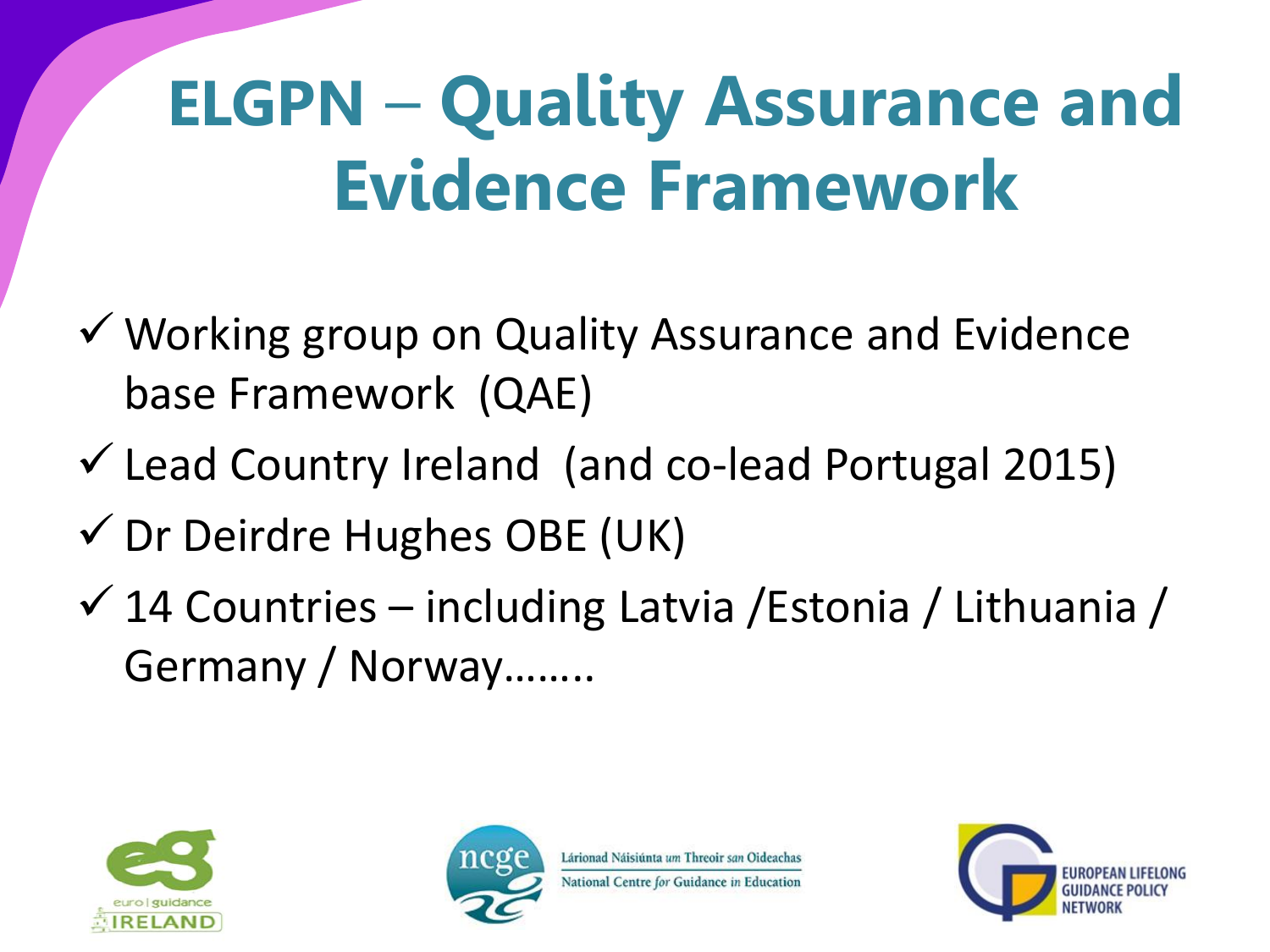# ELGPN – Quality Assurance and Evidence Framework

- ✓ Working group on Quality Assurance and Evidence base Framework (QAE)
- ✓ Lead Country Ireland (and co-lead Portugal 2015)
- ✓ Dr Deirdre Hughes OBE (UK)
- ✓ 14 Countries – including Latvia /Estonia / Lithuania / Germany / Norway……..

euro | guidance IRELAND

ncge Lárionad Náisiúnta um Threoir san Oideachas
National Centre for Guidance in Education

EUROPEAN LIFELONG GUIDANCE POLICY NETWORK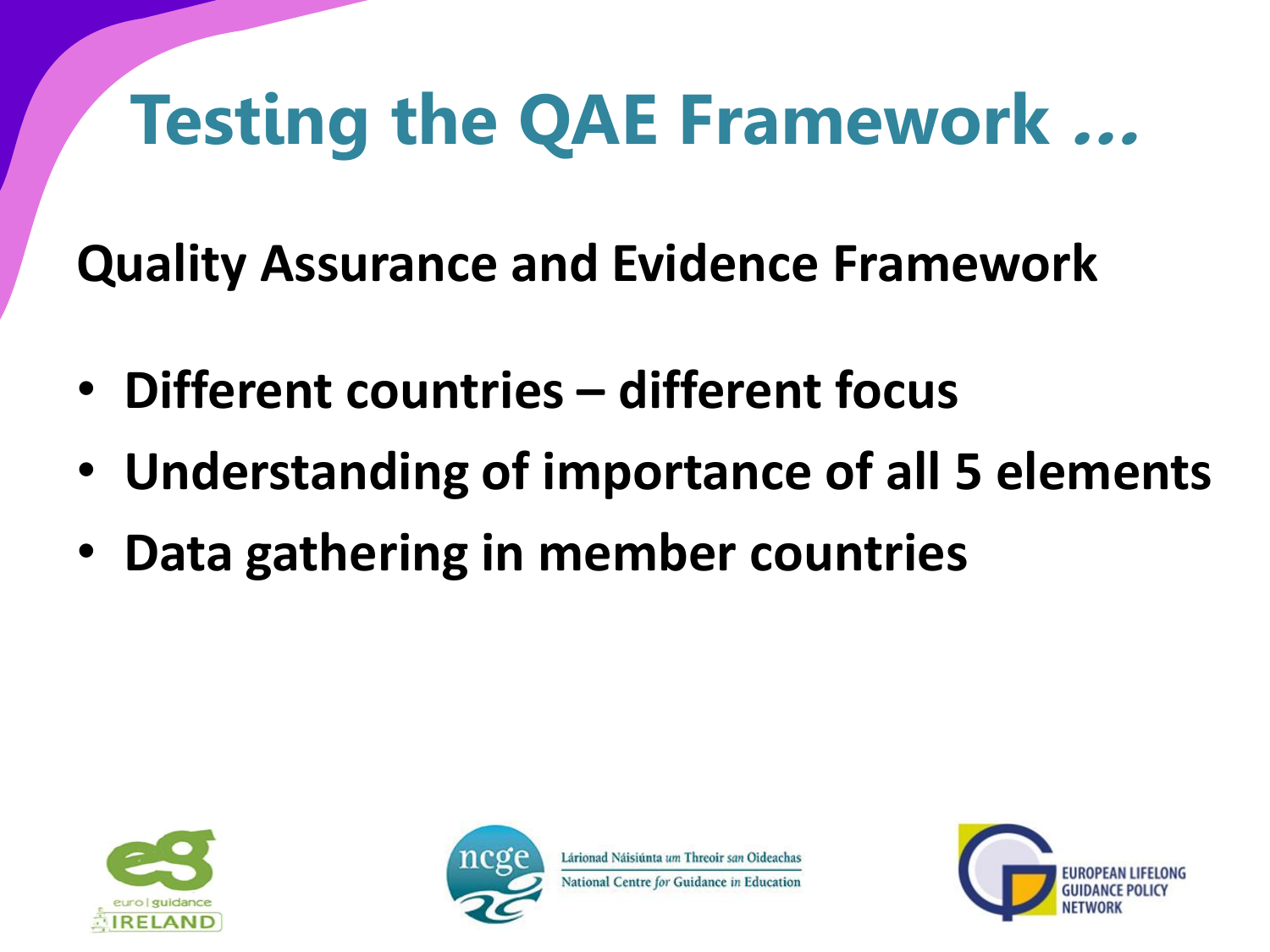# Testing the QAE Framework …

**Quality Assurance and Evidence Framework**

- **Different countries – different focus**
- **Understanding of importance of all 5 elements**
- **Data gathering in member countries**

euro | guidance IRELAND

Lárionad Náisiúnta *um* Threoir *san* Oideachas
National Centre *for* Guidance *in* Education

EUROPEAN LIFELONG GUIDANCE POLICY NETWORK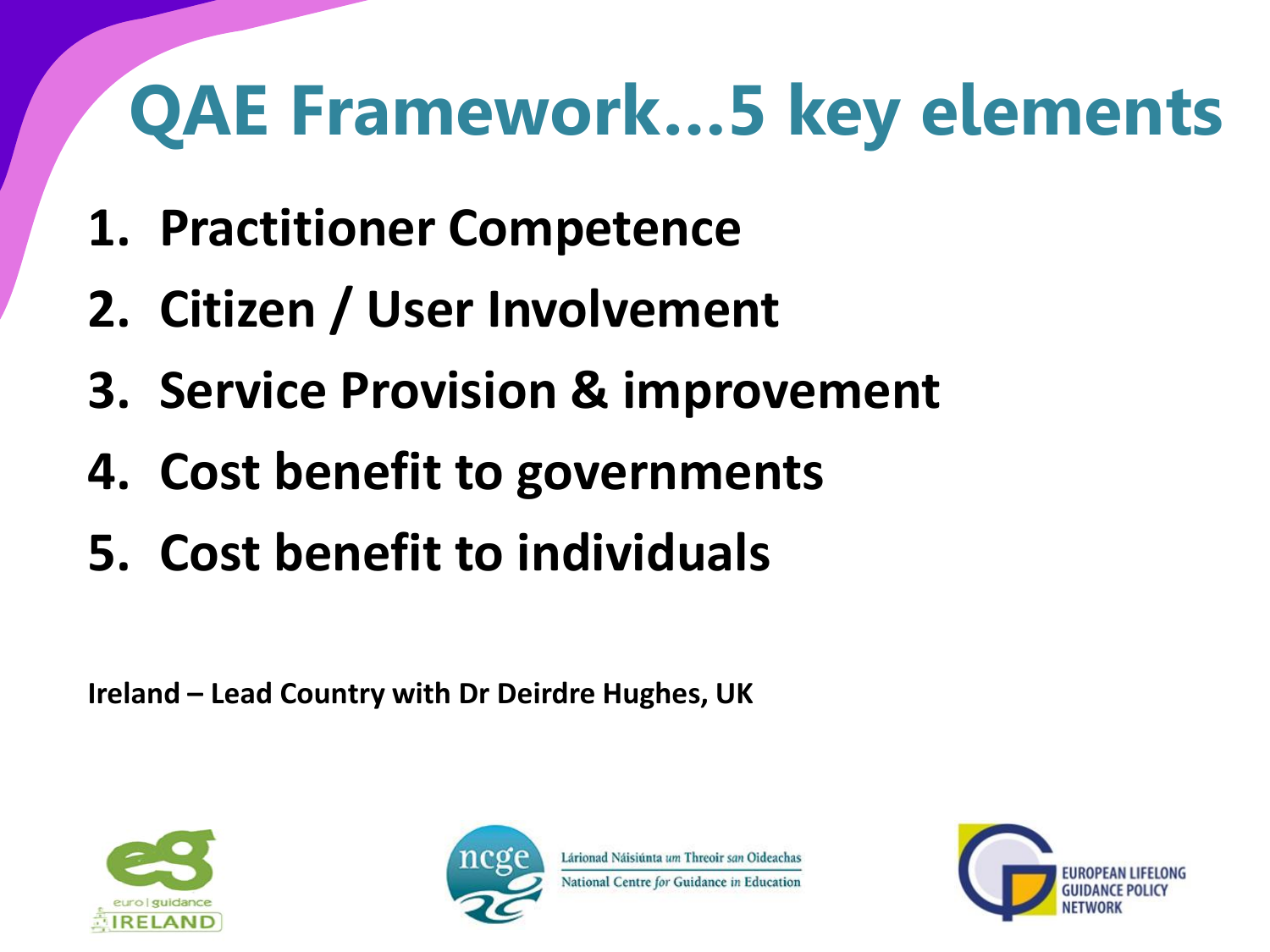# QAE Framework…5 key elements

1. **Practitioner Competence**
2. **Citizen / User Involvement**
3. **Service Provision & improvement**
4. **Cost benefit to governments**
5. **Cost benefit to individuals**

**Ireland – Lead Country with Dr Deirdre Hughes, UK**

euro | guidance IRELAND

ncge Lárionad Náisiúnta um Threoir san Oideachas
National Centre for Guidance in Education

EUROPEAN LIFELONG GUIDANCE POLICY NETWORK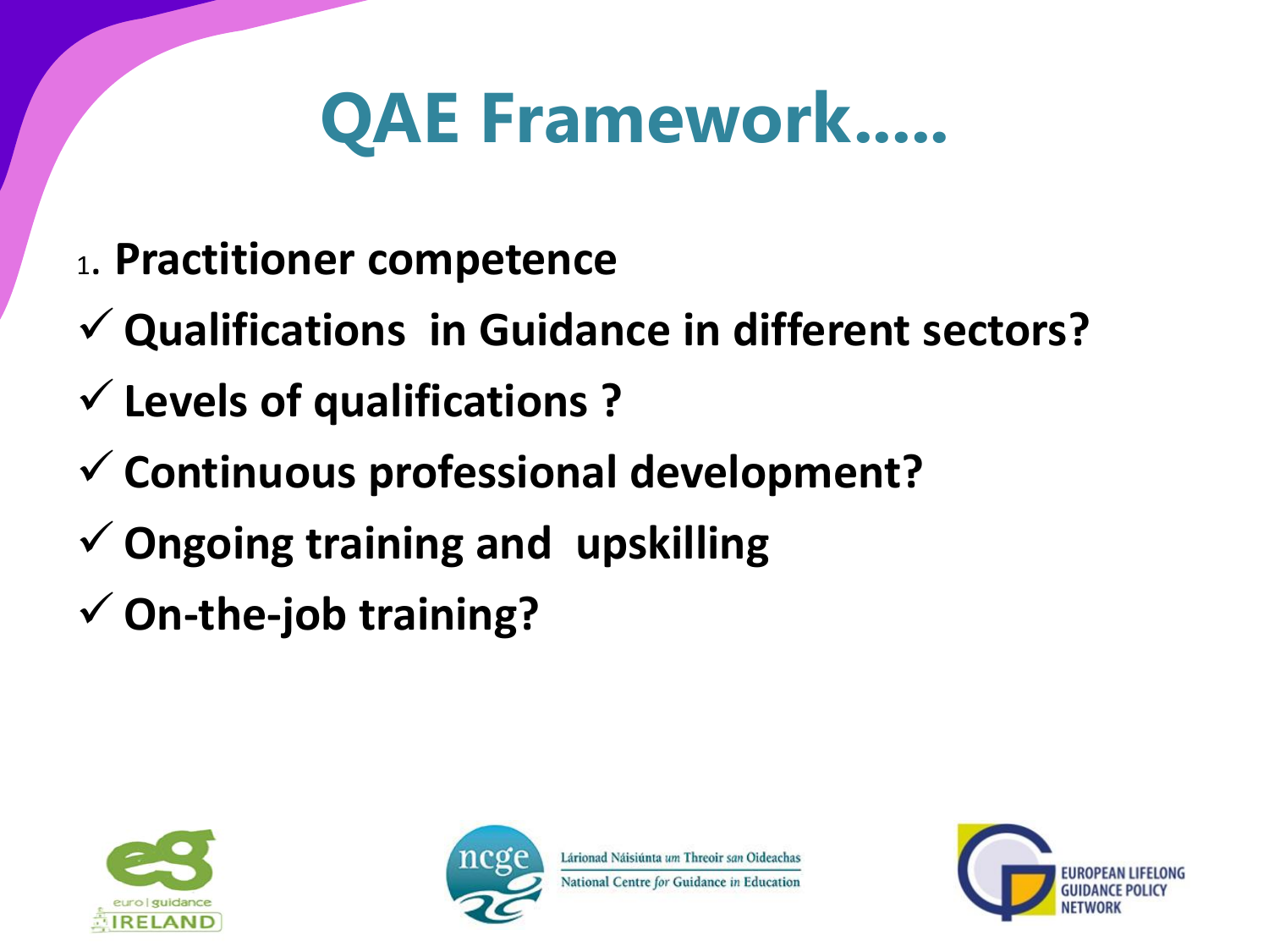# QAE Framework.....

1. **Practitioner competence**

- ✓ **Qualifications in Guidance in different sectors?**
- ✓ **Levels of qualifications ?**
- ✓ **Continuous professional development?**
- ✓ **Ongoing training and upskilling**
- ✓ **On-the-job training?**

euro | guidance IRELAND

Lárionad Náisiúnta um Threoir san Oideachas
National Centre for Guidance in Education

EUROPEAN LIFELONG GUIDANCE POLICY NETWORK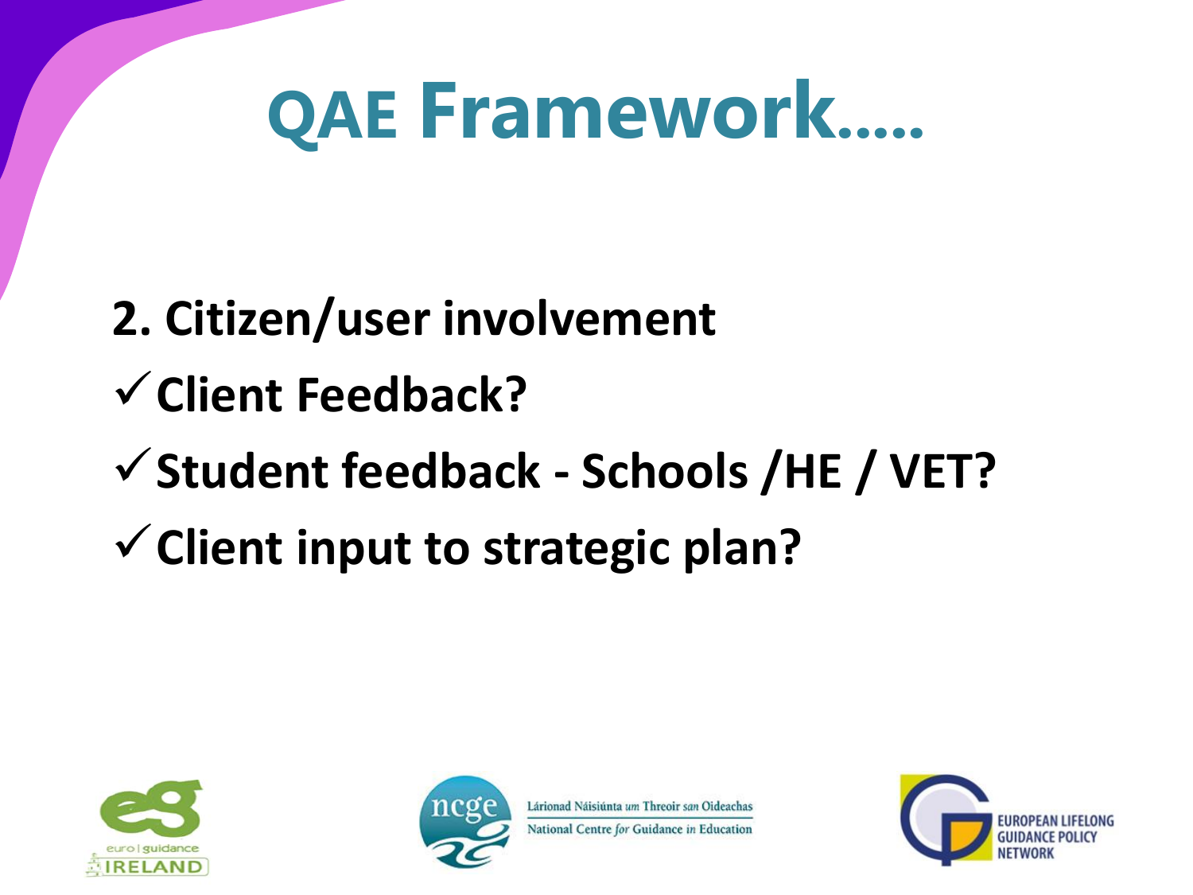# QAE Framework.....

**2. Citizen/user involvement**

- ✓ **Client Feedback?**
- ✓ **Student feedback - Schools /HE / VET?**
- ✓ **Client input to strategic plan?**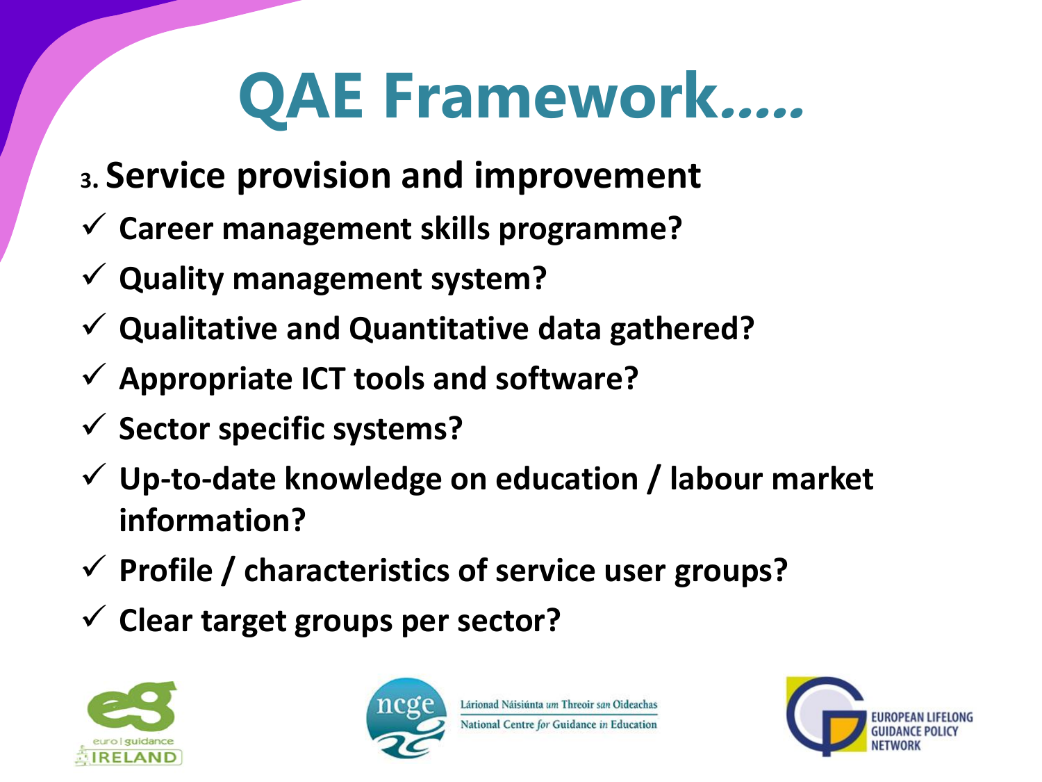# QAE Framework.....

## 3. Service provision and improvement

- ✓ Career management skills programme?
- ✓ Quality management system?
- ✓ Qualitative and Quantitative data gathered?
- ✓ Appropriate ICT tools and software?
- ✓ Sector specific systems?
- ✓ Up-to-date knowledge on education / labour market information?
- ✓ Profile / characteristics of service user groups?
- ✓ Clear target groups per sector?

euro | guidance IRELAND

ncge — Lárionad Náisiúnta um Threoir san Oideachas — National Centre for Guidance in Education

EUROPEAN LIFELONG GUIDANCE POLICY NETWORK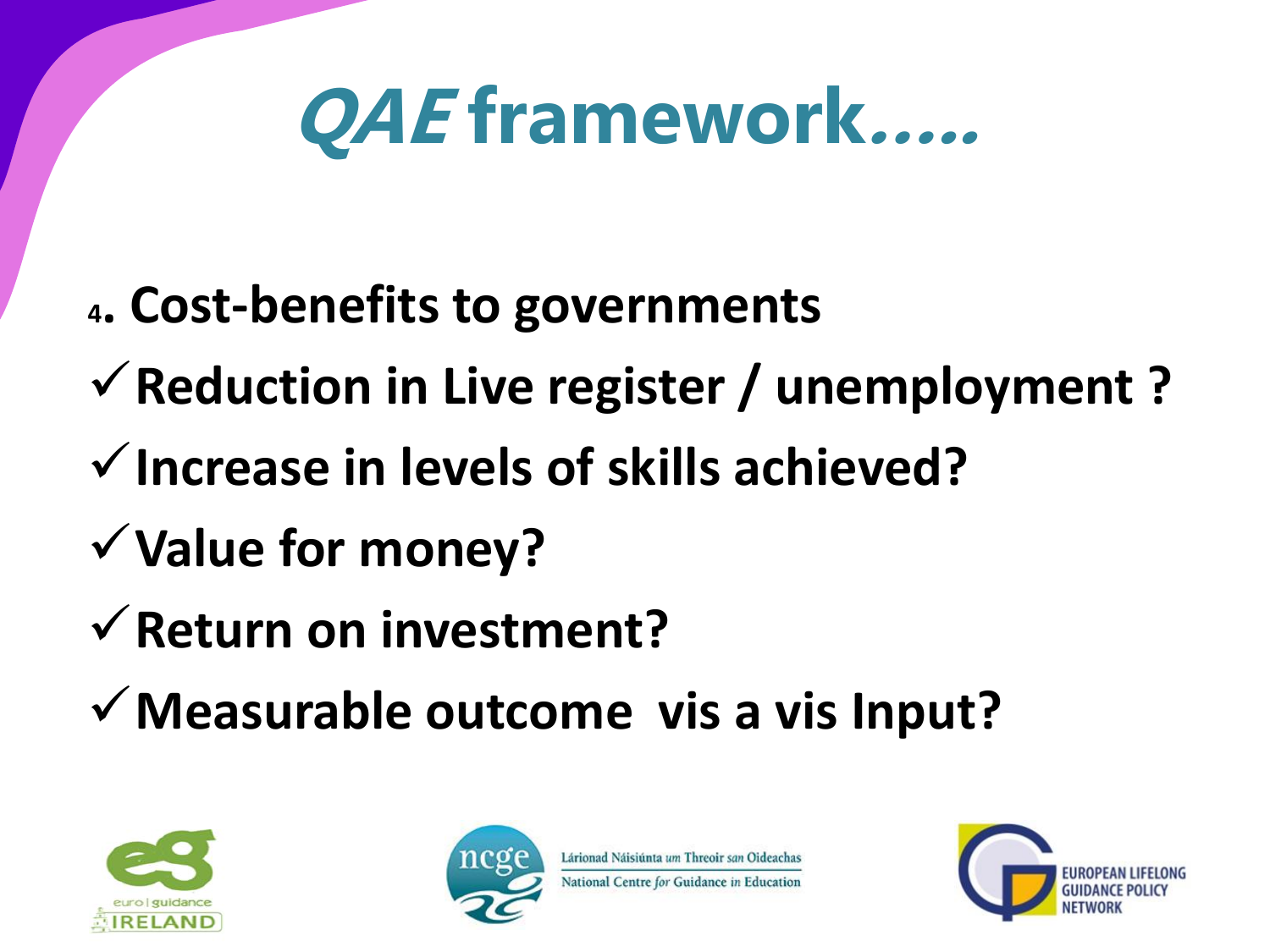# *QAE* framework*.....*

4. **Cost-benefits to governments**

- ✓ **Reduction in Live register / unemployment ?**
- ✓ **Increase in levels of skills achieved?**
- ✓ **Value for money?**
- ✓ **Return on investment?**
- ✓ **Measurable outcome vis a vis Input?**

euro | guidance IRELAND

ncge Láirionad Náisiúnta um Threoir san Oideachas National Centre for Guidance in Education

EUROPEAN LIFELONG GUIDANCE POLICY NETWORK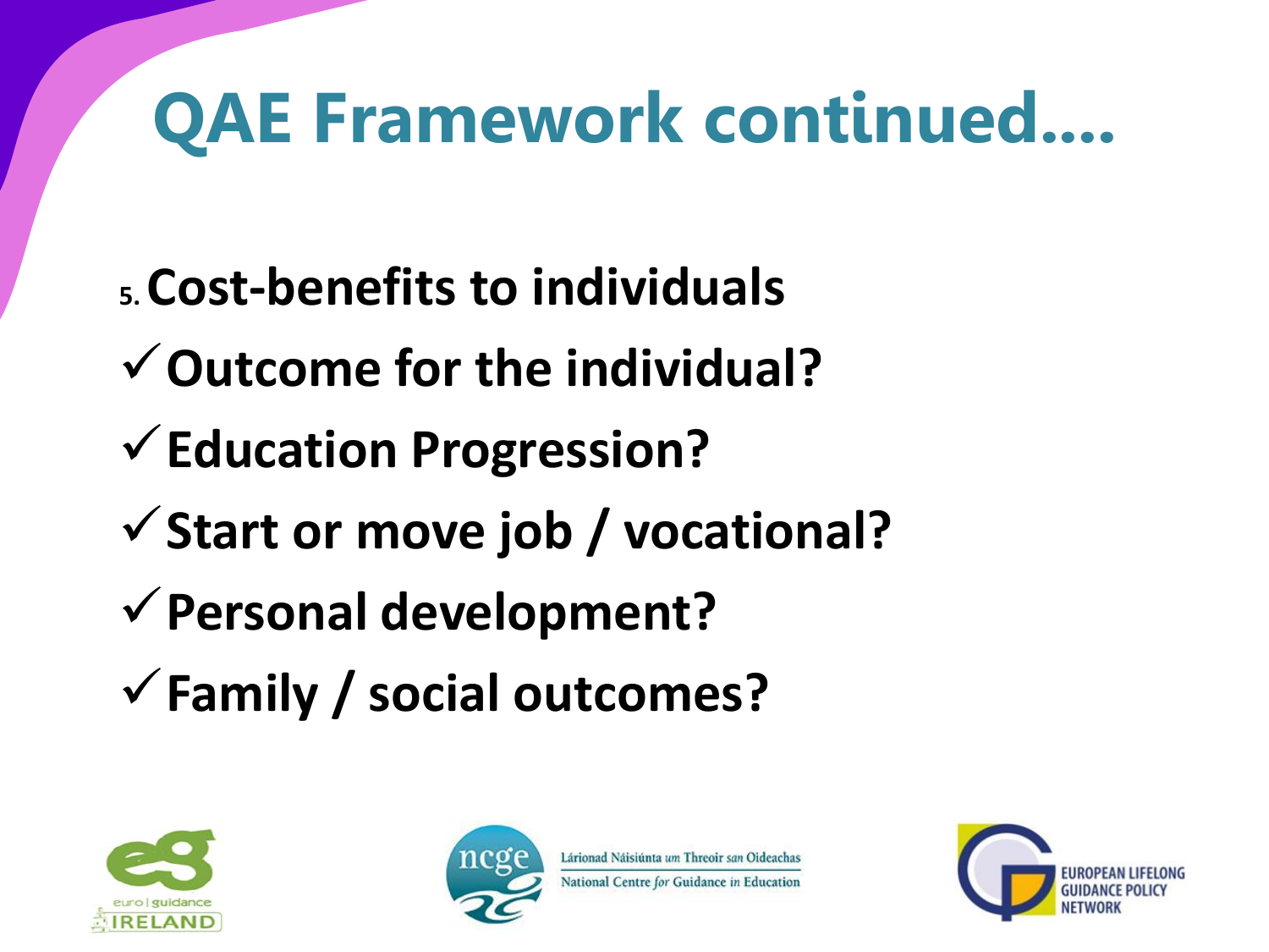# QAE Framework continued....

5. **Cost-benefits to individuals**

- ✓ **Outcome for the individual?**
- ✓ **Education Progression?**
- ✓ **Start or move job / vocational?**
- ✓ **Personal development?**
- ✓ **Family / social outcomes?**

euro | guidance IRELAND

ncge Lárionad Náisiúnta um Threoir san Oideachas National Centre for Guidance in Education

EUROPEAN LIFELONG GUIDANCE POLICY NETWORK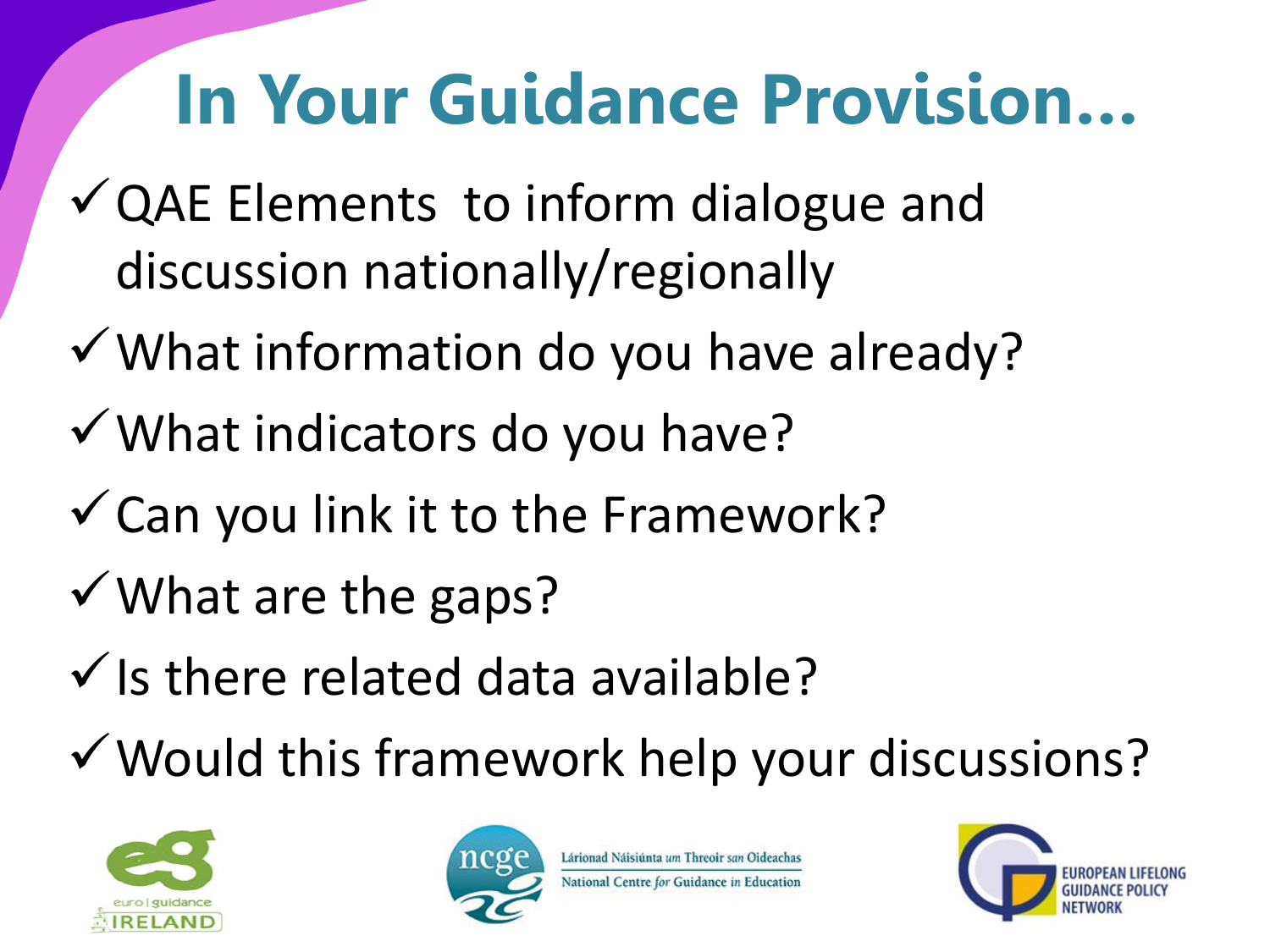# In Your Guidance Provision…

- ✓ QAE Elements to inform dialogue and discussion nationally/regionally
- ✓ What information do you have already?
- ✓ What indicators do you have?
- ✓ Can you link it to the Framework?
- ✓ What are the gaps?
- ✓ Is there related data available?
- ✓ Would this framework help your discussions?

euro | guidance IRELAND

ncge Lárionad Náisiúnta um Threoir san Oideachas National Centre for Guidance in Education

EUROPEAN LIFELONG GUIDANCE POLICY NETWORK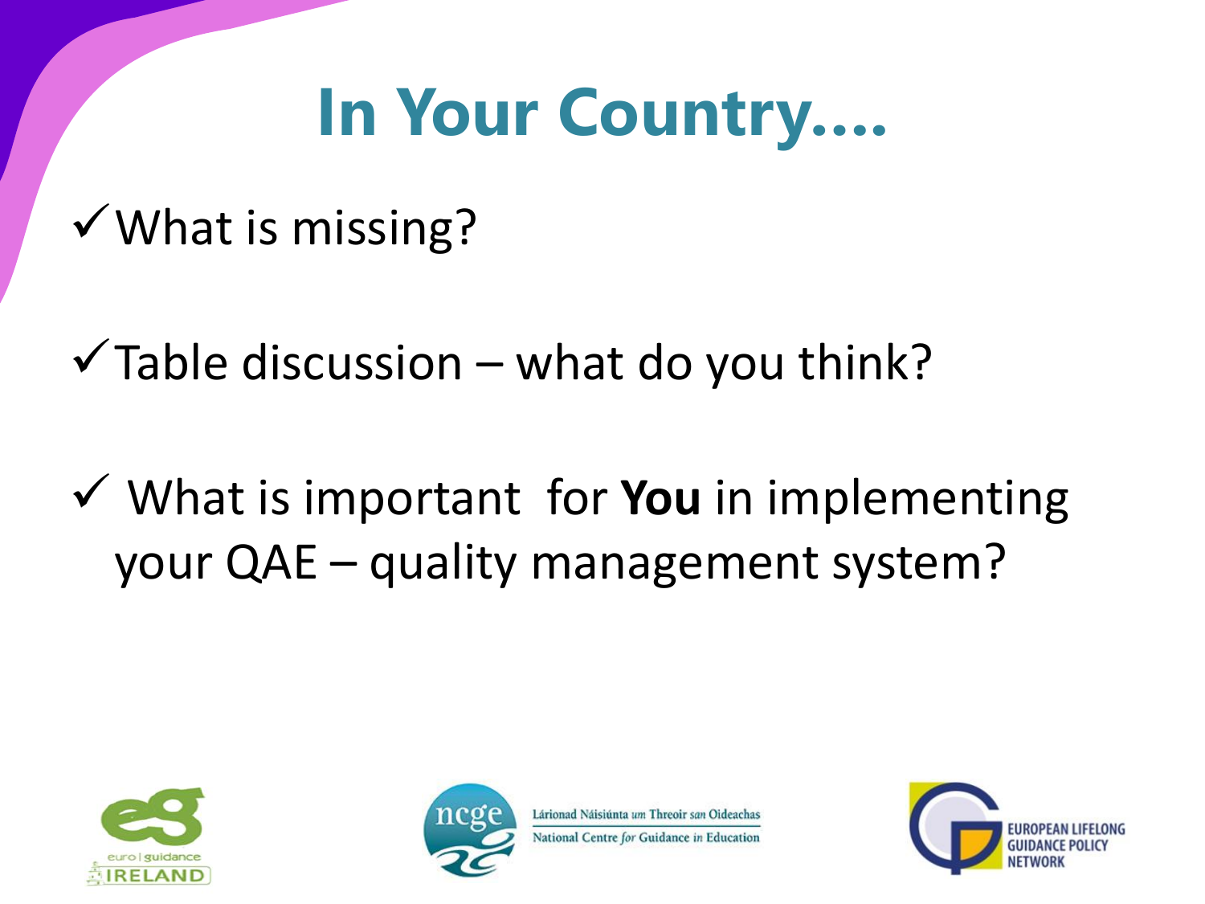# In Your Country....

- ✓ What is missing?
- ✓ Table discussion – what do you think?
- ✓ What is important for **You** in implementing your QAE – quality management system?

euro | guidance IRELAND

ncge Lárionad Náisiúnta *um* Threoir *san* Oideachas
National Centre *for* Guidance *in* Education

EUROPEAN LIFELONG GUIDANCE POLICY NETWORK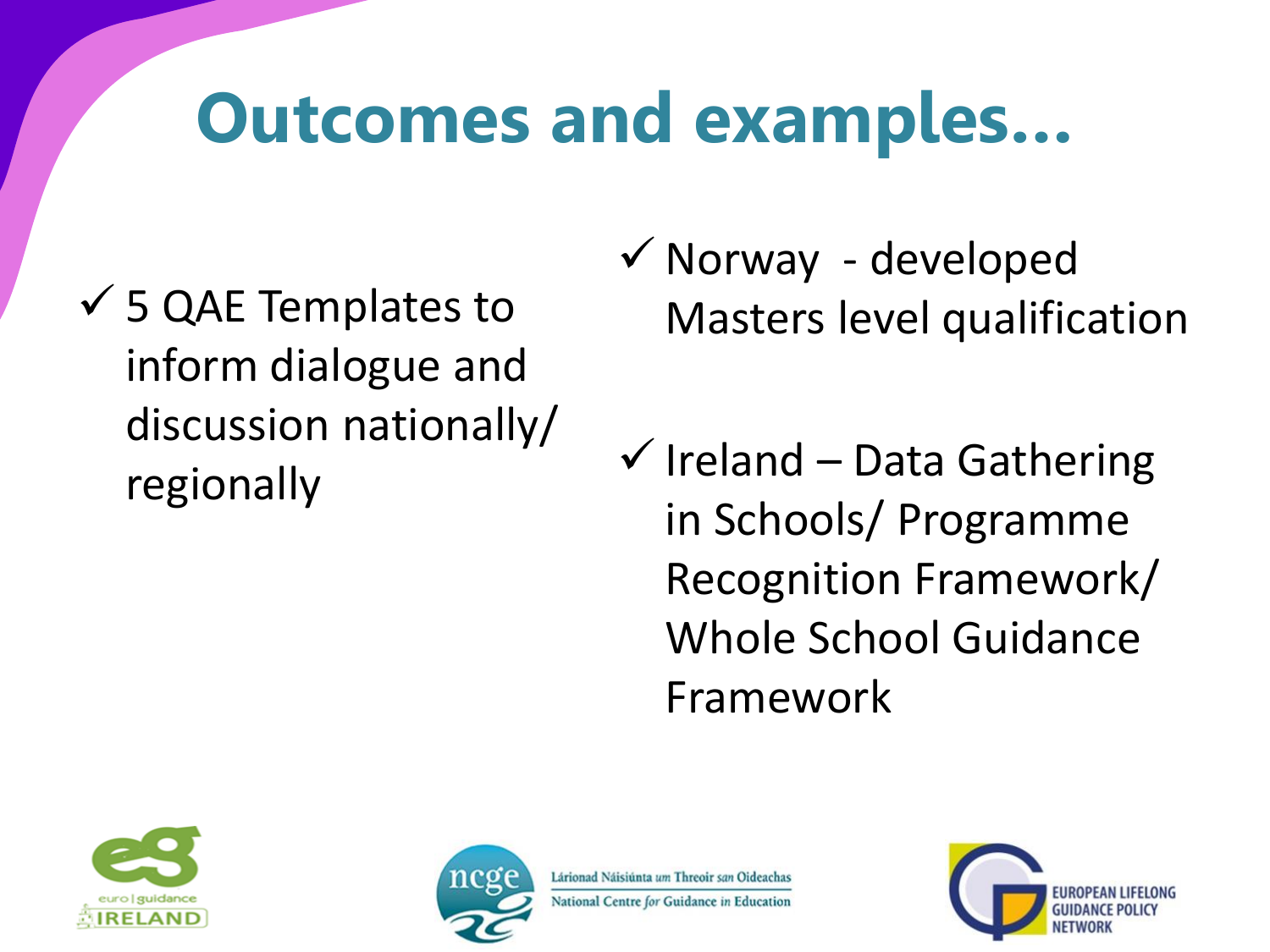# Outcomes and examples…

- ✓ 5 QAE Templates to inform dialogue and discussion nationally/ regionally
- ✓ Norway - developed Masters level qualification
- ✓ Ireland – Data Gathering in Schools/ Programme Recognition Framework/ Whole School Guidance Framework

euro | guidance IRELAND

ncge Lárionad Náisiúnta um Threoir san Oideachas National Centre for Guidance in Education

EUROPEAN LIFELONG GUIDANCE POLICY NETWORK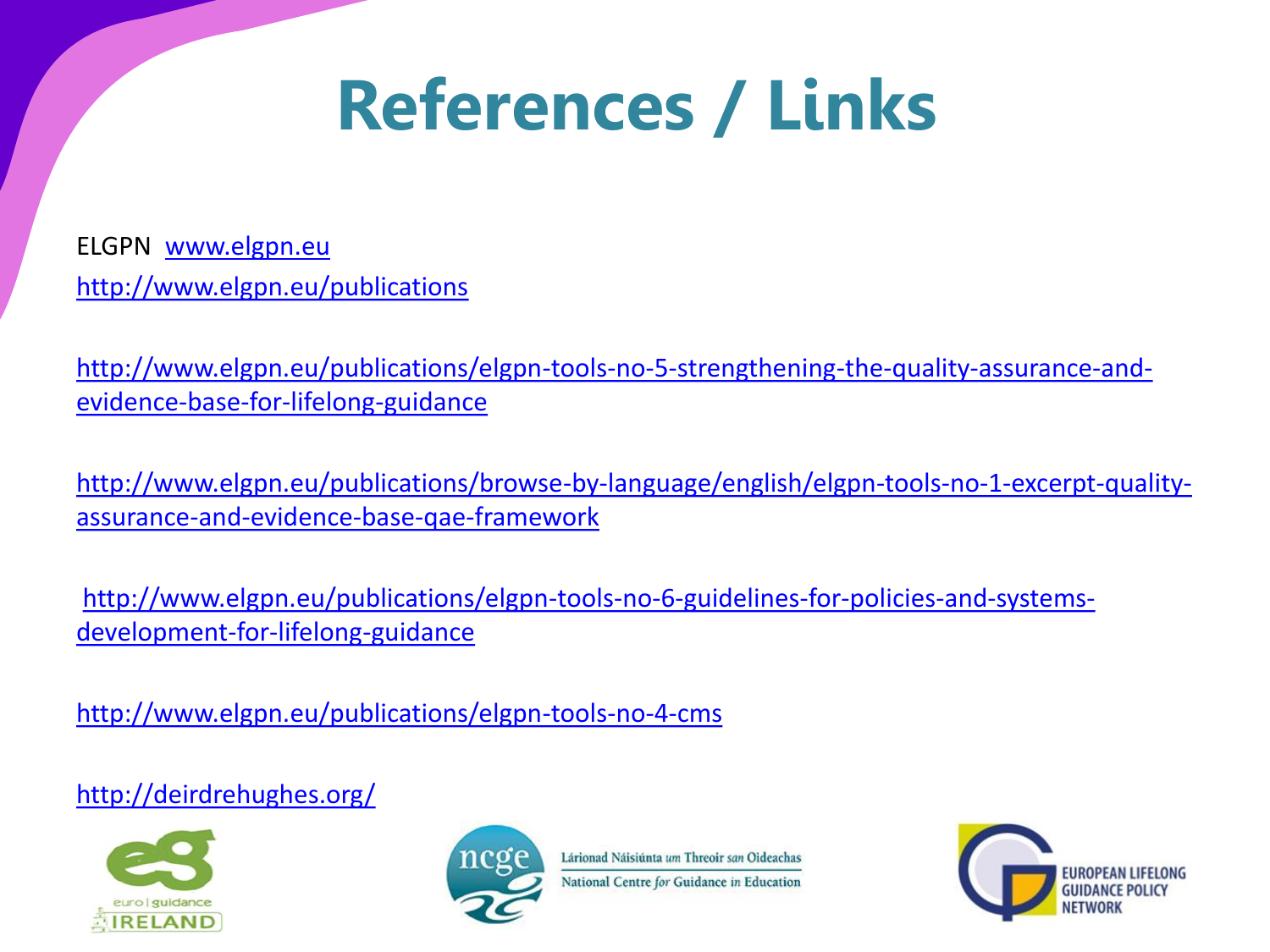# References / Links

ELGPN www.elgpn.eu

http://www.elgpn.eu/publications

http://www.elgpn.eu/publications/elgpn-tools-no-5-strengthening-the-quality-assurance-and-evidence-base-for-lifelong-guidance

http://www.elgpn.eu/publications/browse-by-language/english/elgpn-tools-no-1-excerpt-quality-assurance-and-evidence-base-qae-framework

http://www.elgpn.eu/publications/elgpn-tools-no-6-guidelines-for-policies-and-systems-development-for-lifelong-guidance

http://www.elgpn.eu/publications/elgpn-tools-no-4-cms

http://deirdrehughes.org/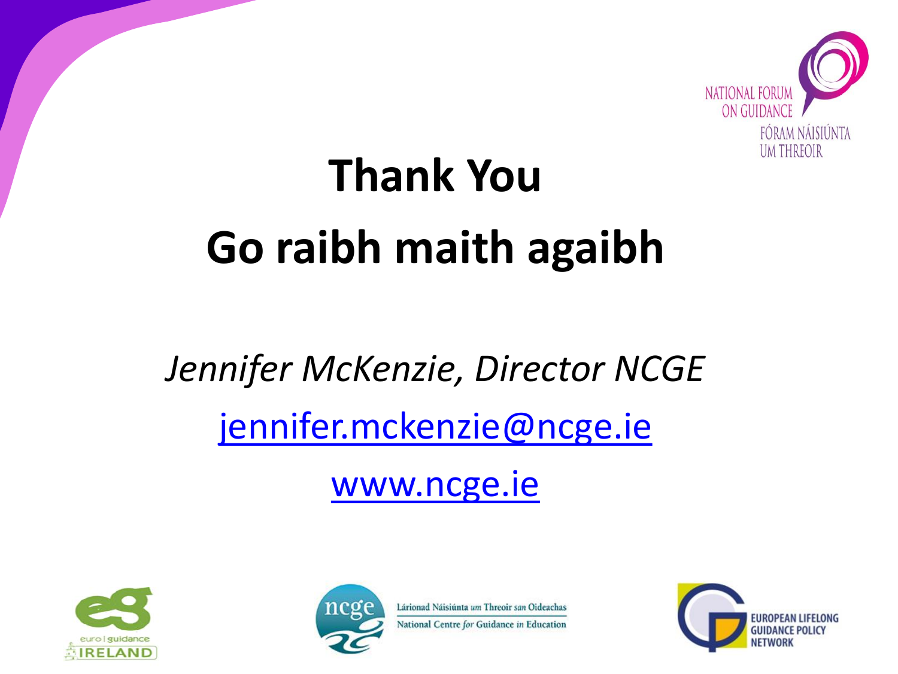# Thank You

# Go raibh maith agaibh

*Jennifer McKenzie, Director NCGE*

jennifer.mckenzie@ncge.ie

www.ncge.ie